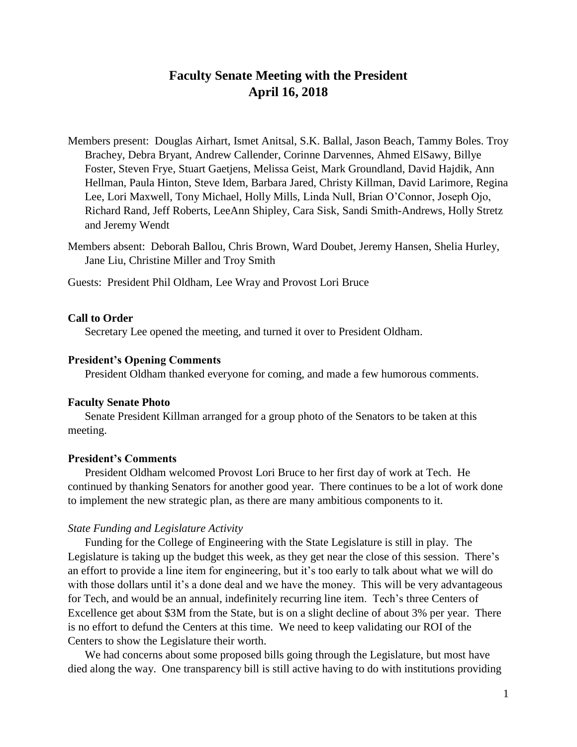# Faculty Senate Meeting with the President
# April 16, 2018

Members present: Douglas Airhart, Ismet Anitsal, S.K. Ballal, Jason Beach, Tammy Boles. Troy Brachey, Debra Bryant, Andrew Callender, Corinne Darvennes, Ahmed ElSawy, Billye Foster, Steven Frye, Stuart Gaetjens, Melissa Geist, Mark Groundland, David Hajdik, Ann Hellman, Paula Hinton, Steve Idem, Barbara Jared, Christy Killman, David Larimore, Regina Lee, Lori Maxwell, Tony Michael, Holly Mills, Linda Null, Brian O'Connor, Joseph Ojo, Richard Rand, Jeff Roberts, LeeAnn Shipley, Cara Sisk, Sandi Smith-Andrews, Holly Stretz and Jeremy Wendt

Members absent: Deborah Ballou, Chris Brown, Ward Doubet, Jeremy Hansen, Shelia Hurley, Jane Liu, Christine Miller and Troy Smith

Guests: President Phil Oldham, Lee Wray and Provost Lori Bruce

**Call to Order**

Secretary Lee opened the meeting, and turned it over to President Oldham.

**President's Opening Comments**

President Oldham thanked everyone for coming, and made a few humorous comments.

**Faculty Senate Photo**

Senate President Killman arranged for a group photo of the Senators to be taken at this meeting.

**President's Comments**

President Oldham welcomed Provost Lori Bruce to her first day of work at Tech. He continued by thanking Senators for another good year. There continues to be a lot of work done to implement the new strategic plan, as there are many ambitious components to it.

*State Funding and Legislature Activity*

Funding for the College of Engineering with the State Legislature is still in play. The Legislature is taking up the budget this week, as they get near the close of this session. There's an effort to provide a line item for engineering, but it's too early to talk about what we will do with those dollars until it's a done deal and we have the money. This will be very advantageous for Tech, and would be an annual, indefinitely recurring line item. Tech's three Centers of Excellence get about $3M from the State, but is on a slight decline of about 3% per year. There is no effort to defund the Centers at this time. We need to keep validating our ROI of the Centers to show the Legislature their worth.

We had concerns about some proposed bills going through the Legislature, but most have died along the way. One transparency bill is still active having to do with institutions providing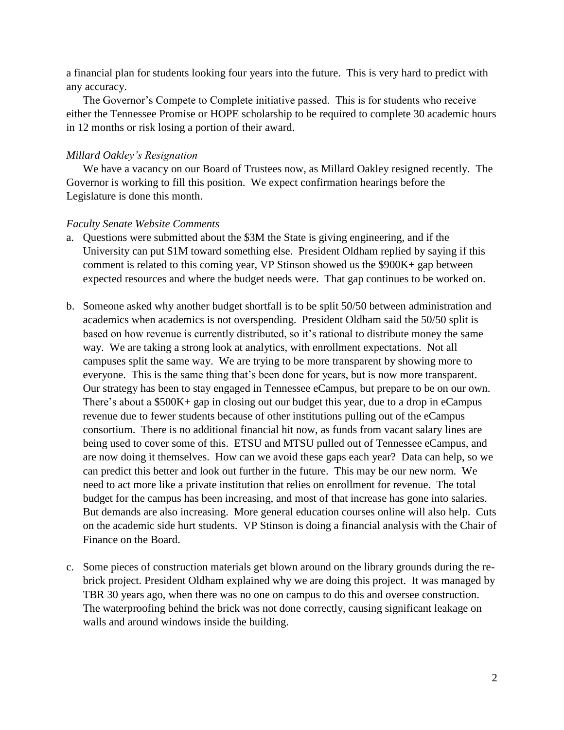a financial plan for students looking four years into the future. This is very hard to predict with any accuracy.

The Governor's Compete to Complete initiative passed. This is for students who receive either the Tennessee Promise or HOPE scholarship to be required to complete 30 academic hours in 12 months or risk losing a portion of their award.

*Millard Oakley's Resignation*

We have a vacancy on our Board of Trustees now, as Millard Oakley resigned recently. The Governor is working to fill this position. We expect confirmation hearings before the Legislature is done this month.

*Faculty Senate Website Comments*

a. Questions were submitted about the $3M the State is giving engineering, and if the University can put $1M toward something else. President Oldham replied by saying if this comment is related to this coming year, VP Stinson showed us the $900K+ gap between expected resources and where the budget needs were. That gap continues to be worked on.

b. Someone asked why another budget shortfall is to be split 50/50 between administration and academics when academics is not overspending. President Oldham said the 50/50 split is based on how revenue is currently distributed, so it's rational to distribute money the same way. We are taking a strong look at analytics, with enrollment expectations. Not all campuses split the same way. We are trying to be more transparent by showing more to everyone. This is the same thing that's been done for years, but is now more transparent. Our strategy has been to stay engaged in Tennessee eCampus, but prepare to be on our own. There's about a $500K+ gap in closing out our budget this year, due to a drop in eCampus revenue due to fewer students because of other institutions pulling out of the eCampus consortium. There is no additional financial hit now, as funds from vacant salary lines are being used to cover some of this. ETSU and MTSU pulled out of Tennessee eCampus, and are now doing it themselves. How can we avoid these gaps each year? Data can help, so we can predict this better and look out further in the future. This may be our new norm. We need to act more like a private institution that relies on enrollment for revenue. The total budget for the campus has been increasing, and most of that increase has gone into salaries. But demands are also increasing. More general education courses online will also help. Cuts on the academic side hurt students. VP Stinson is doing a financial analysis with the Chair of Finance on the Board.

c. Some pieces of construction materials get blown around on the library grounds during the re-brick project. President Oldham explained why we are doing this project. It was managed by TBR 30 years ago, when there was no one on campus to do this and oversee construction. The waterproofing behind the brick was not done correctly, causing significant leakage on walls and around windows inside the building.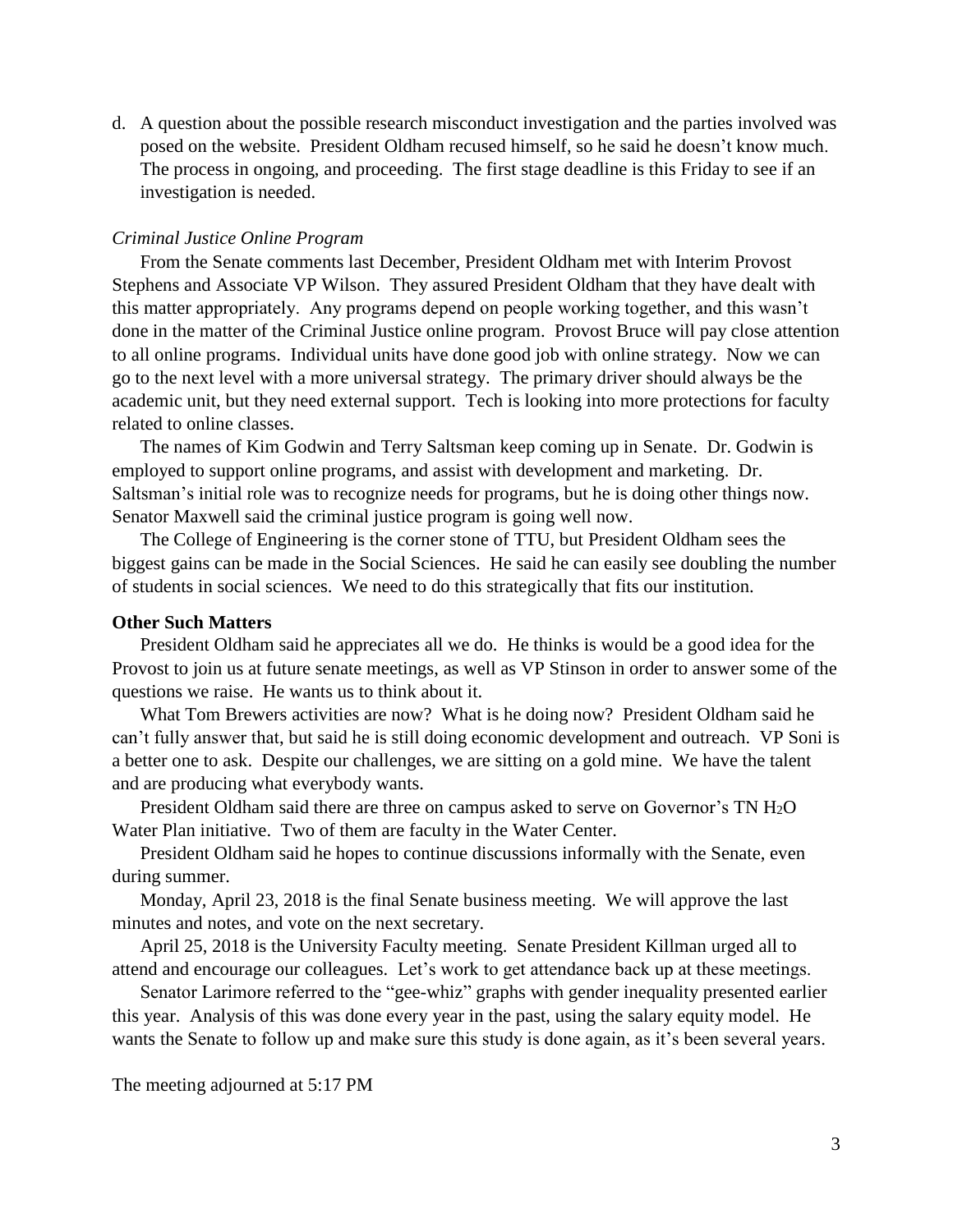d. A question about the possible research misconduct investigation and the parties involved was posed on the website. President Oldham recused himself, so he said he doesn't know much. The process in ongoing, and proceeding. The first stage deadline is this Friday to see if an investigation is needed.

*Criminal Justice Online Program*

From the Senate comments last December, President Oldham met with Interim Provost Stephens and Associate VP Wilson. They assured President Oldham that they have dealt with this matter appropriately. Any programs depend on people working together, and this wasn't done in the matter of the Criminal Justice online program. Provost Bruce will pay close attention to all online programs. Individual units have done good job with online strategy. Now we can go to the next level with a more universal strategy. The primary driver should always be the academic unit, but they need external support. Tech is looking into more protections for faculty related to online classes.

The names of Kim Godwin and Terry Saltsman keep coming up in Senate. Dr. Godwin is employed to support online programs, and assist with development and marketing. Dr. Saltsman's initial role was to recognize needs for programs, but he is doing other things now. Senator Maxwell said the criminal justice program is going well now.

The College of Engineering is the corner stone of TTU, but President Oldham sees the biggest gains can be made in the Social Sciences. He said he can easily see doubling the number of students in social sciences. We need to do this strategically that fits our institution.

**Other Such Matters**

President Oldham said he appreciates all we do. He thinks is would be a good idea for the Provost to join us at future senate meetings, as well as VP Stinson in order to answer some of the questions we raise. He wants us to think about it.

What Tom Brewers activities are now? What is he doing now? President Oldham said he can't fully answer that, but said he is still doing economic development and outreach. VP Soni is a better one to ask. Despite our challenges, we are sitting on a gold mine. We have the talent and are producing what everybody wants.

President Oldham said there are three on campus asked to serve on Governor's TN $H_2O$ Water Plan initiative. Two of them are faculty in the Water Center.

President Oldham said he hopes to continue discussions informally with the Senate, even during summer.

Monday, April 23, 2018 is the final Senate business meeting. We will approve the last minutes and notes, and vote on the next secretary.

April 25, 2018 is the University Faculty meeting. Senate President Killman urged all to attend and encourage our colleagues. Let's work to get attendance back up at these meetings.

Senator Larimore referred to the "gee-whiz" graphs with gender inequality presented earlier this year. Analysis of this was done every year in the past, using the salary equity model. He wants the Senate to follow up and make sure this study is done again, as it's been several years.

The meeting adjourned at 5:17 PM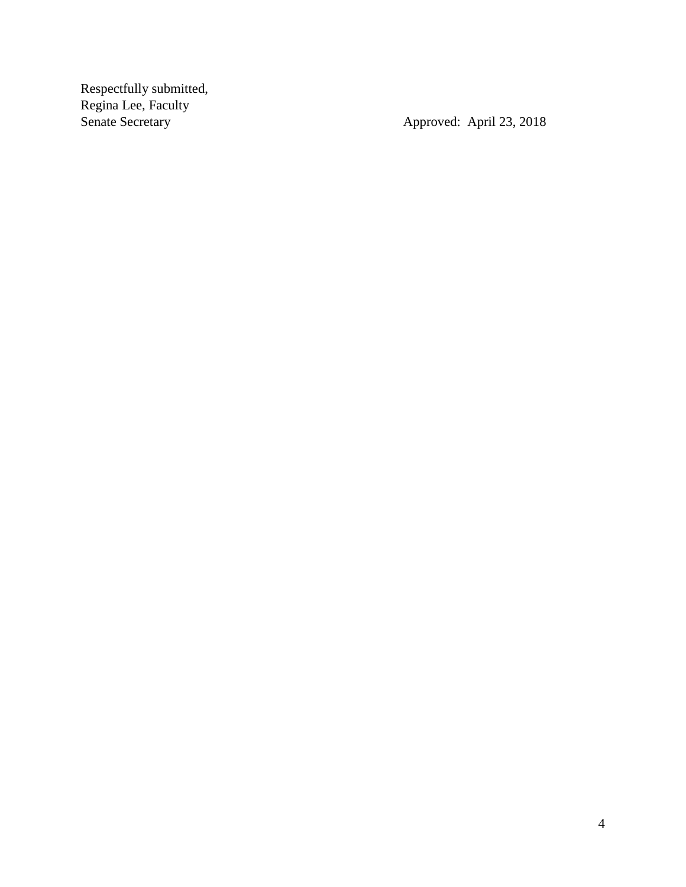Respectfully submitted,  
Regina Lee, Faculty  
Senate Secretary

Approved: April 23, 2018